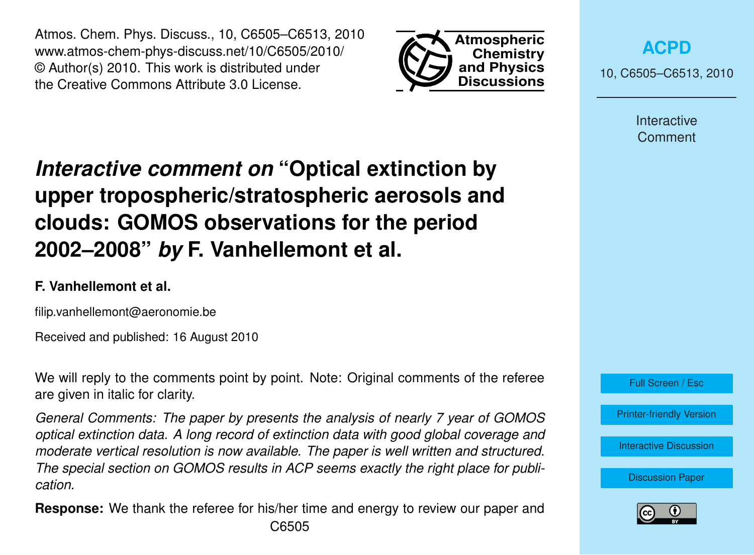# *Interactive comment on* "Optical extinction by upper tropospheric/stratospheric aerosols and clouds: GOMOS observations for the period 2002–2008" *by* F. Vanhellemont et al.

**F. Vanhellemont et al.**

filip.vanhellemont@aeronomie.be

Received and published: 16 August 2010

We will reply to the comments point by point. Note: Original comments of the referee are given in italic for clarity.

*General Comments: The paper by presents the analysis of nearly 7 year of GOMOS optical extinction data. A long record of extinction data with good global coverage and moderate vertical resolution is now available. The paper is well written and structured. The special section on GOMOS results in ACP seems exactly the right place for publication.*

**Response:** We thank the referee for his/her time and energy to review our paper and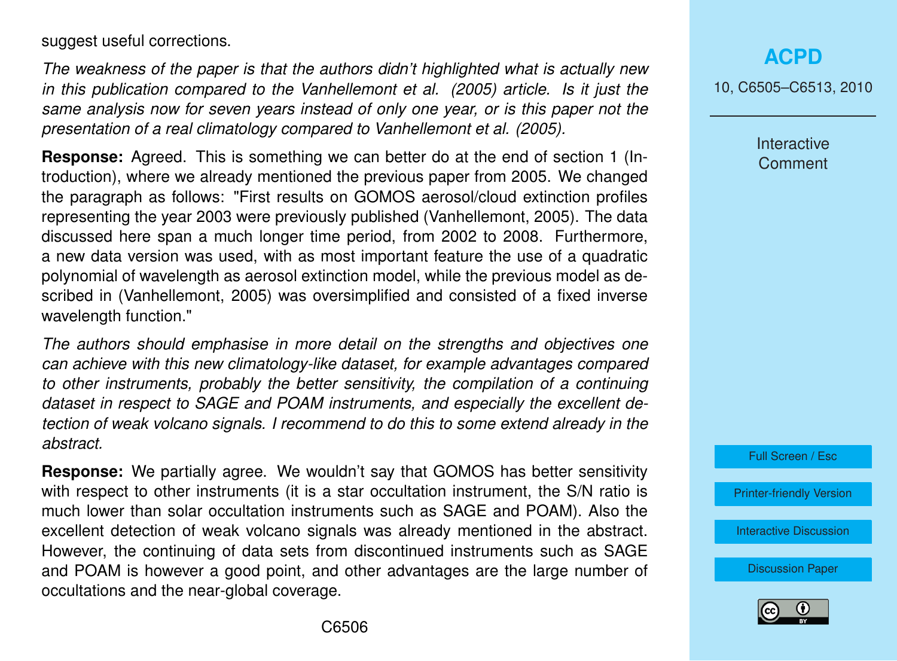suggest useful corrections.

*The weakness of the paper is that the authors didn't highlighted what is actually new in this publication compared to the Vanhellemont et al. (2005) article. Is it just the same analysis now for seven years instead of only one year, or is this paper not the presentation of a real climatology compared to Vanhellemont et al. (2005).*

**Response:** Agreed. This is something we can better do at the end of section 1 (Introduction), where we already mentioned the previous paper from 2005. We changed the paragraph as follows: "First results on GOMOS aerosol/cloud extinction profiles representing the year 2003 were previously published (Vanhellemont, 2005). The data discussed here span a much longer time period, from 2002 to 2008. Furthermore, a new data version was used, with as most important feature the use of a quadratic polynomial of wavelength as aerosol extinction model, while the previous model as described in (Vanhellemont, 2005) was oversimplified and consisted of a fixed inverse wavelength function."

*The authors should emphasise in more detail on the strengths and objectives one can achieve with this new climatology-like dataset, for example advantages compared to other instruments, probably the better sensitivity, the compilation of a continuing dataset in respect to SAGE and POAM instruments, and especially the excellent detection of weak volcano signals. I recommend to do this to some extend already in the abstract.*

**Response:** We partially agree. We wouldn't say that GOMOS has better sensitivity with respect to other instruments (it is a star occultation instrument, the S/N ratio is much lower than solar occultation instruments such as SAGE and POAM). Also the excellent detection of weak volcano signals was already mentioned in the abstract. However, the continuing of data sets from discontinued instruments such as SAGE and POAM is however a good point, and other advantages are the large number of occultations and the near-global coverage.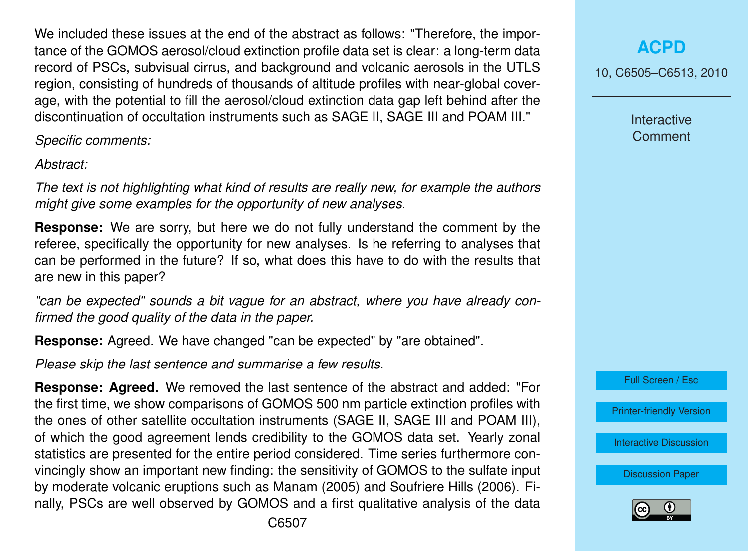We included these issues at the end of the abstract as follows: "Therefore, the importance of the GOMOS aerosol/cloud extinction profile data set is clear: a long-term data record of PSCs, subvisual cirrus, and background and volcanic aerosols in the UTLS region, consisting of hundreds of thousands of altitude profiles with near-global coverage, with the potential to fill the aerosol/cloud extinction data gap left behind after the discontinuation of occultation instruments such as SAGE II, SAGE III and POAM III."

*Specific comments:*

*Abstract:*

*The text is not highlighting what kind of results are really new, for example the authors might give some examples for the opportunity of new analyses.*

**Response:** We are sorry, but here we do not fully understand the comment by the referee, specifically the opportunity for new analyses. Is he referring to analyses that can be performed in the future? If so, what does this have to do with the results that are new in this paper?

*"can be expected" sounds a bit vague for an abstract, where you have already confirmed the good quality of the data in the paper.*

**Response:** Agreed. We have changed "can be expected" by "are obtained".

*Please skip the last sentence and summarise a few results.*

**Response: Agreed.** We removed the last sentence of the abstract and added: "For the first time, we show comparisons of GOMOS 500 nm particle extinction profiles with the ones of other satellite occultation instruments (SAGE II, SAGE III and POAM III), of which the good agreement lends credibility to the GOMOS data set. Yearly zonal statistics are presented for the entire period considered. Time series furthermore convincingly show an important new finding: the sensitivity of GOMOS to the sulfate input by moderate volcanic eruptions such as Manam (2005) and Soufriere Hills (2006). Finally, PSCs are well observed by GOMOS and a first qualitative analysis of the data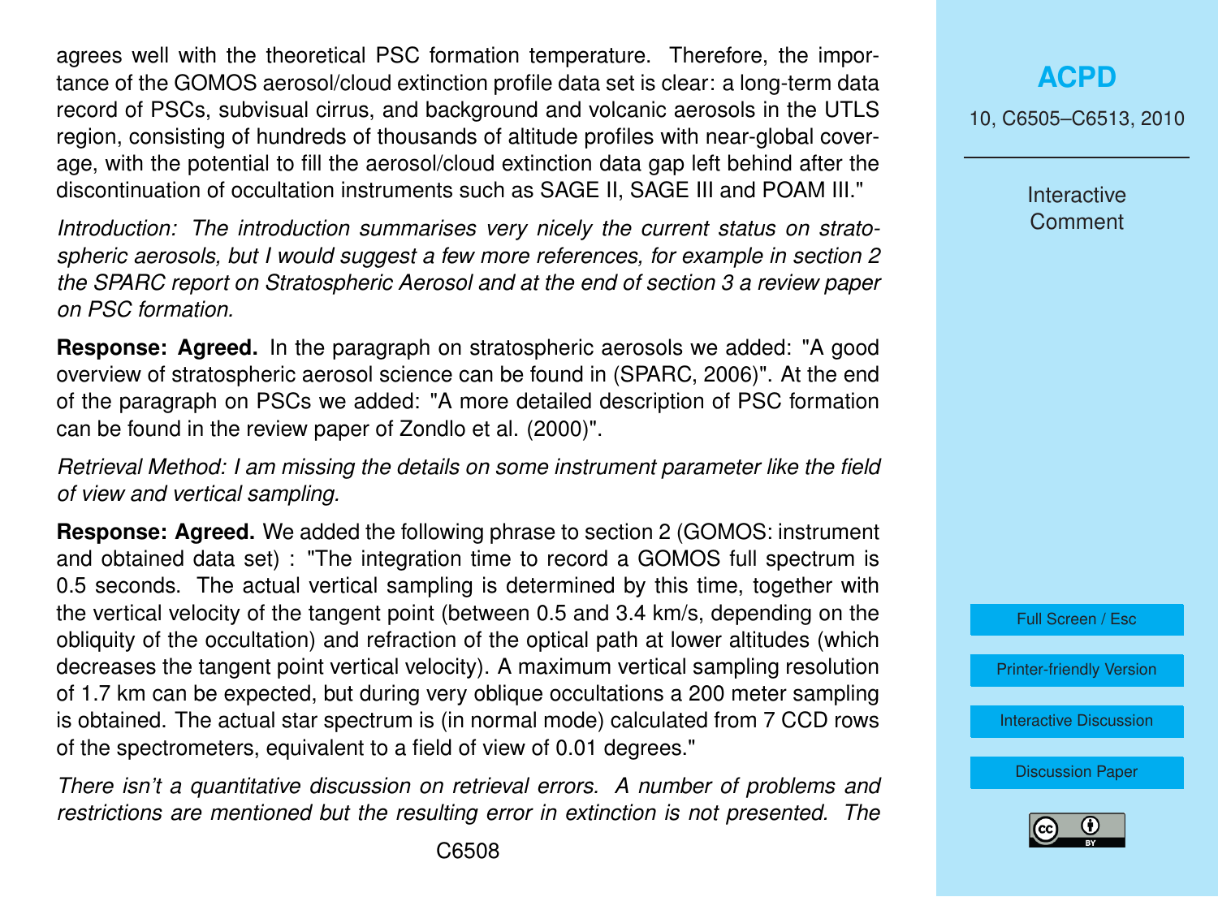agrees well with the theoretical PSC formation temperature. Therefore, the importance of the GOMOS aerosol/cloud extinction profile data set is clear: a long-term data record of PSCs, subvisual cirrus, and background and volcanic aerosols in the UTLS region, consisting of hundreds of thousands of altitude profiles with near-global coverage, with the potential to fill the aerosol/cloud extinction data gap left behind after the discontinuation of occultation instruments such as SAGE II, SAGE III and POAM III."

*Introduction: The introduction summarises very nicely the current status on stratospheric aerosols, but I would suggest a few more references, for example in section 2 the SPARC report on Stratospheric Aerosol and at the end of section 3 a review paper on PSC formation.*

**Response: Agreed.** In the paragraph on stratospheric aerosols we added: "A good overview of stratospheric aerosol science can be found in (SPARC, 2006)". At the end of the paragraph on PSCs we added: "A more detailed description of PSC formation can be found in the review paper of Zondlo et al. (2000)".

*Retrieval Method: I am missing the details on some instrument parameter like the field of view and vertical sampling.*

**Response: Agreed.** We added the following phrase to section 2 (GOMOS: instrument and obtained data set) : "The integration time to record a GOMOS full spectrum is 0.5 seconds. The actual vertical sampling is determined by this time, together with the vertical velocity of the tangent point (between 0.5 and 3.4 km/s, depending on the obliquity of the occultation) and refraction of the optical path at lower altitudes (which decreases the tangent point vertical velocity). A maximum vertical sampling resolution of 1.7 km can be expected, but during very oblique occultations a 200 meter sampling is obtained. The actual star spectrum is (in normal mode) calculated from 7 CCD rows of the spectrometers, equivalent to a field of view of 0.01 degrees."

*There isn't a quantitative discussion on retrieval errors. A number of problems and restrictions are mentioned but the resulting error in extinction is not presented. The*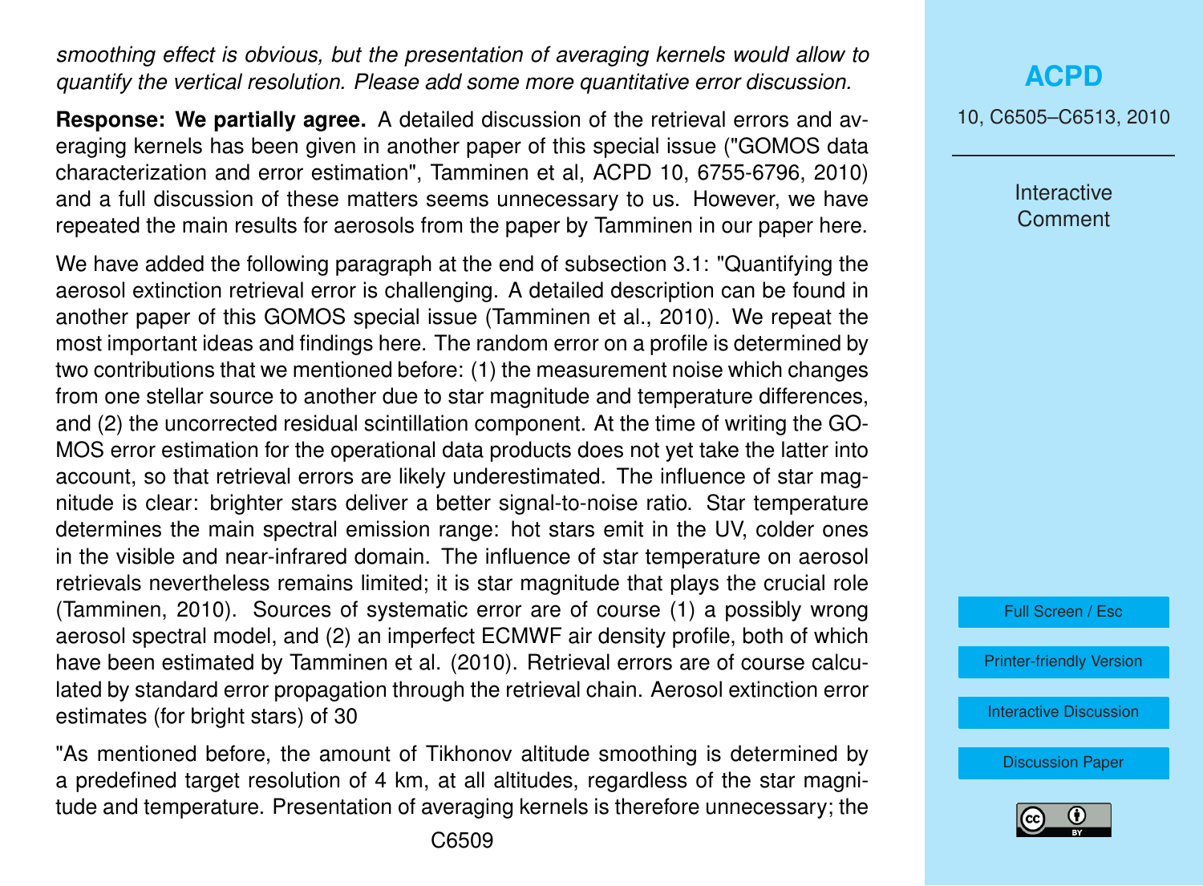*smoothing effect is obvious, but the presentation of averaging kernels would allow to quantify the vertical resolution. Please add some more quantitative error discussion.*

**Response: We partially agree.** A detailed discussion of the retrieval errors and averaging kernels has been given in another paper of this special issue ("GOMOS data characterization and error estimation", Tamminen et al, ACPD 10, 6755-6796, 2010) and a full discussion of these matters seems unnecessary to us. However, we have repeated the main results for aerosols from the paper by Tamminen in our paper here.

We have added the following paragraph at the end of subsection 3.1: "Quantifying the aerosol extinction retrieval error is challenging. A detailed description can be found in another paper of this GOMOS special issue (Tamminen et al., 2010). We repeat the most important ideas and findings here. The random error on a profile is determined by two contributions that we mentioned before: (1) the measurement noise which changes from one stellar source to another due to star magnitude and temperature differences, and (2) the uncorrected residual scintillation component. At the time of writing the GOMOS error estimation for the operational data products does not yet take the latter into account, so that retrieval errors are likely underestimated. The influence of star magnitude is clear: brighter stars deliver a better signal-to-noise ratio. Star temperature determines the main spectral emission range: hot stars emit in the UV, colder ones in the visible and near-infrared domain. The influence of star temperature on aerosol retrievals nevertheless remains limited; it is star magnitude that plays the crucial role (Tamminen, 2010). Sources of systematic error are of course (1) a possibly wrong aerosol spectral model, and (2) an imperfect ECMWF air density profile, both of which have been estimated by Tamminen et al. (2010). Retrieval errors are of course calculated by standard error propagation through the retrieval chain. Aerosol extinction error estimates (for bright stars) of 30

"As mentioned before, the amount of Tikhonov altitude smoothing is determined by a predefined target resolution of 4 km, at all altitudes, regardless of the star magnitude and temperature. Presentation of averaging kernels is therefore unnecessary; the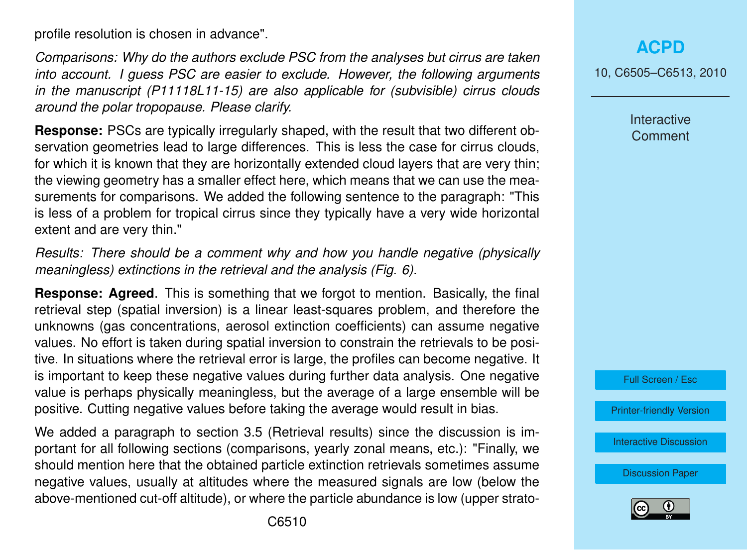profile resolution is chosen in advance".

*Comparisons: Why do the authors exclude PSC from the analyses but cirrus are taken into account. I guess PSC are easier to exclude. However, the following arguments in the manuscript (P11118L11-15) are also applicable for (subvisible) cirrus clouds around the polar tropopause. Please clarify.*

**Response:** PSCs are typically irregularly shaped, with the result that two different observation geometries lead to large differences. This is less the case for cirrus clouds, for which it is known that they are horizontally extended cloud layers that are very thin; the viewing geometry has a smaller effect here, which means that we can use the measurements for comparisons. We added the following sentence to the paragraph: "This is less of a problem for tropical cirrus since they typically have a very wide horizontal extent and are very thin."

*Results: There should be a comment why and how you handle negative (physically meaningless) extinctions in the retrieval and the analysis (Fig. 6).*

**Response: Agreed**. This is something that we forgot to mention. Basically, the final retrieval step (spatial inversion) is a linear least-squares problem, and therefore the unknowns (gas concentrations, aerosol extinction coefficients) can assume negative values. No effort is taken during spatial inversion to constrain the retrievals to be positive. In situations where the retrieval error is large, the profiles can become negative. It is important to keep these negative values during further data analysis. One negative value is perhaps physically meaningless, but the average of a large ensemble will be positive. Cutting negative values before taking the average would result in bias.

We added a paragraph to section 3.5 (Retrieval results) since the discussion is important for all following sections (comparisons, yearly zonal means, etc.): "Finally, we should mention here that the obtained particle extinction retrievals sometimes assume negative values, usually at altitudes where the measured signals are low (below the above-mentioned cut-off altitude), or where the particle abundance is low (upper strato-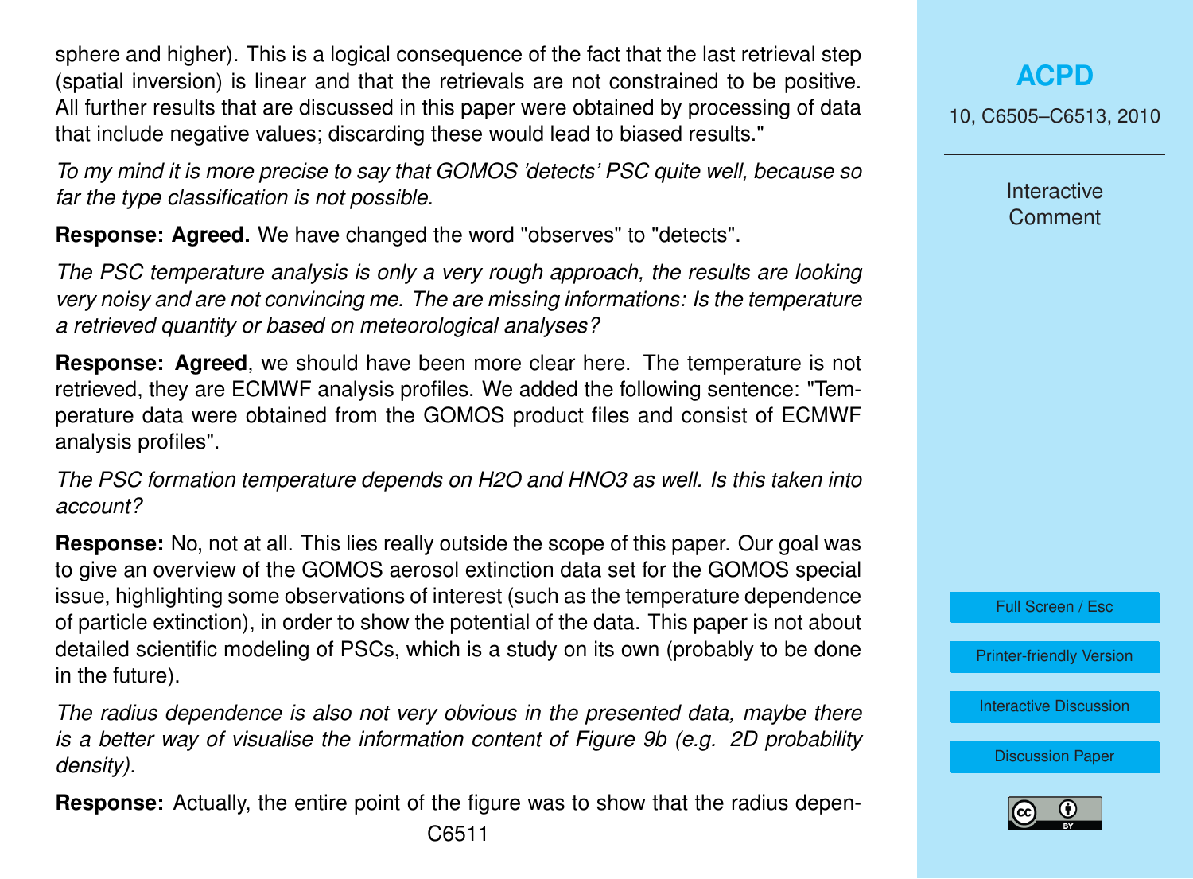sphere and higher). This is a logical consequence of the fact that the last retrieval step (spatial inversion) is linear and that the retrievals are not constrained to be positive. All further results that are discussed in this paper were obtained by processing of data that include negative values; discarding these would lead to biased results."

*To my mind it is more precise to say that GOMOS 'detects' PSC quite well, because so far the type classification is not possible.*

**Response: Agreed.** We have changed the word "observes" to "detects".

*The PSC temperature analysis is only a very rough approach, the results are looking very noisy and are not convincing me. The are missing informations: Is the temperature a retrieved quantity or based on meteorological analyses?*

**Response: Agreed**, we should have been more clear here. The temperature is not retrieved, they are ECMWF analysis profiles. We added the following sentence: "Temperature data were obtained from the GOMOS product files and consist of ECMWF analysis profiles".

*The PSC formation temperature depends on $H_2O$ and $HNO_3$ as well. Is this taken into account?*

**Response:** No, not at all. This lies really outside the scope of this paper. Our goal was to give an overview of the GOMOS aerosol extinction data set for the GOMOS special issue, highlighting some observations of interest (such as the temperature dependence of particle extinction), in order to show the potential of the data. This paper is not about detailed scientific modeling of PSCs, which is a study on its own (probably to be done in the future).

*The radius dependence is also not very obvious in the presented data, maybe there is a better way of visualise the information content of Figure 9b (e.g. 2D probability density).*

**Response:** Actually, the entire point of the figure was to show that the radius depen-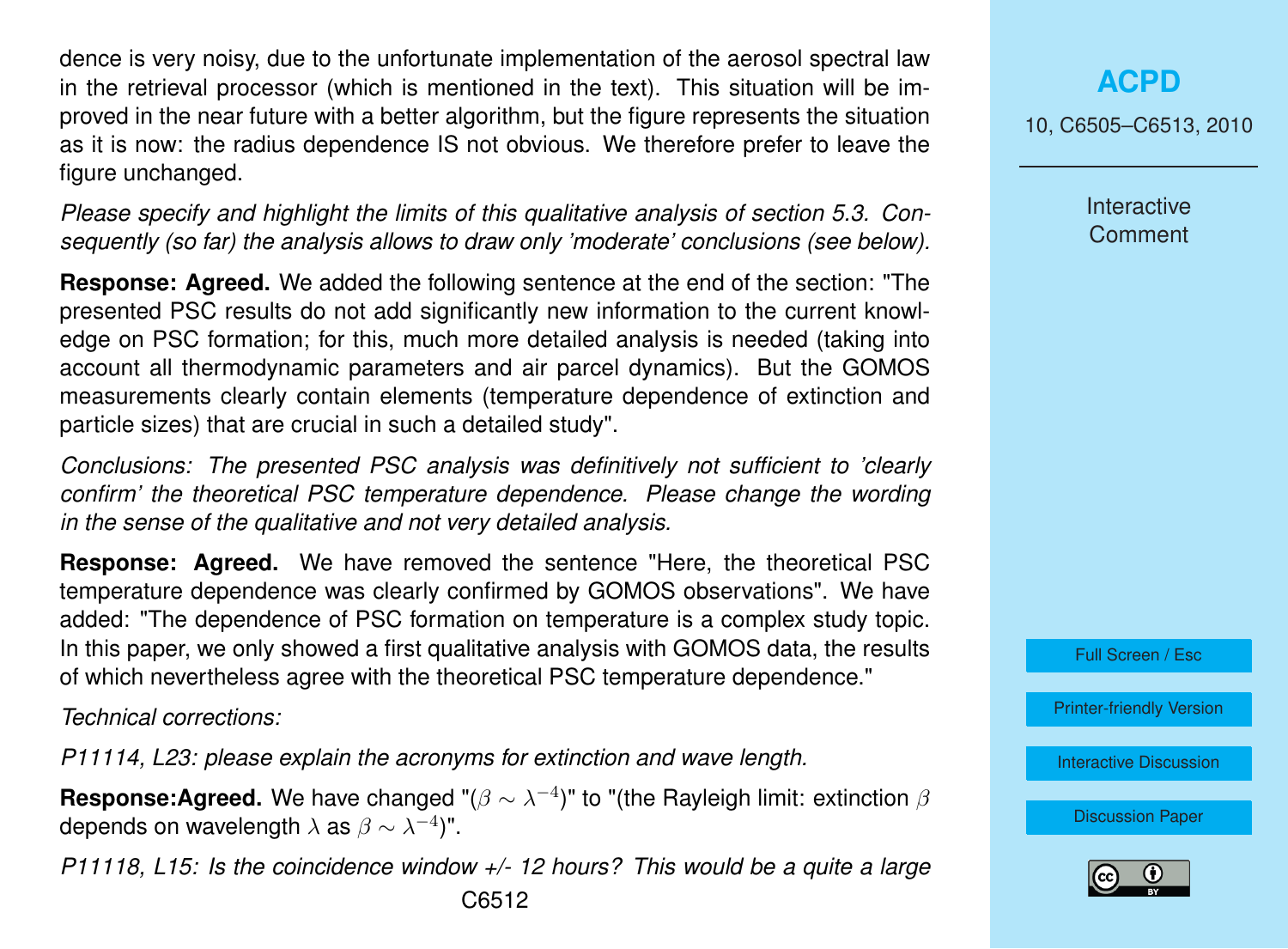dence is very noisy, due to the unfortunate implementation of the aerosol spectral law in the retrieval processor (which is mentioned in the text). This situation will be improved in the near future with a better algorithm, but the figure represents the situation as it is now: the radius dependence IS not obvious. We therefore prefer to leave the figure unchanged.

*Please specify and highlight the limits of this qualitative analysis of section 5.3. Consequently (so far) the analysis allows to draw only 'moderate' conclusions (see below).*

**Response: Agreed.** We added the following sentence at the end of the section: "The presented PSC results do not add significantly new information to the current knowledge on PSC formation; for this, much more detailed analysis is needed (taking into account all thermodynamic parameters and air parcel dynamics). But the GOMOS measurements clearly contain elements (temperature dependence of extinction and particle sizes) that are crucial in such a detailed study".

*Conclusions: The presented PSC analysis was definitively not sufficient to 'clearly confirm' the theoretical PSC temperature dependence. Please change the wording in the sense of the qualitative and not very detailed analysis.*

**Response: Agreed.** We have removed the sentence "Here, the theoretical PSC temperature dependence was clearly confirmed by GOMOS observations". We have added: "The dependence of PSC formation on temperature is a complex study topic. In this paper, we only showed a first qualitative analysis with GOMOS data, the results of which nevertheless agree with the theoretical PSC temperature dependence."

*Technical corrections:*

*P11114, L23: please explain the acronyms for extinction and wave length.*

**Response:Agreed.** We have changed "($\beta \sim \lambda^{-4}$)" to "(the Rayleigh limit: extinction $\beta$ depends on wavelength $\lambda$ as $\beta \sim \lambda^{-4}$)".

*P11118, L15: Is the coincidence window +/- 12 hours? This would be a quite a large*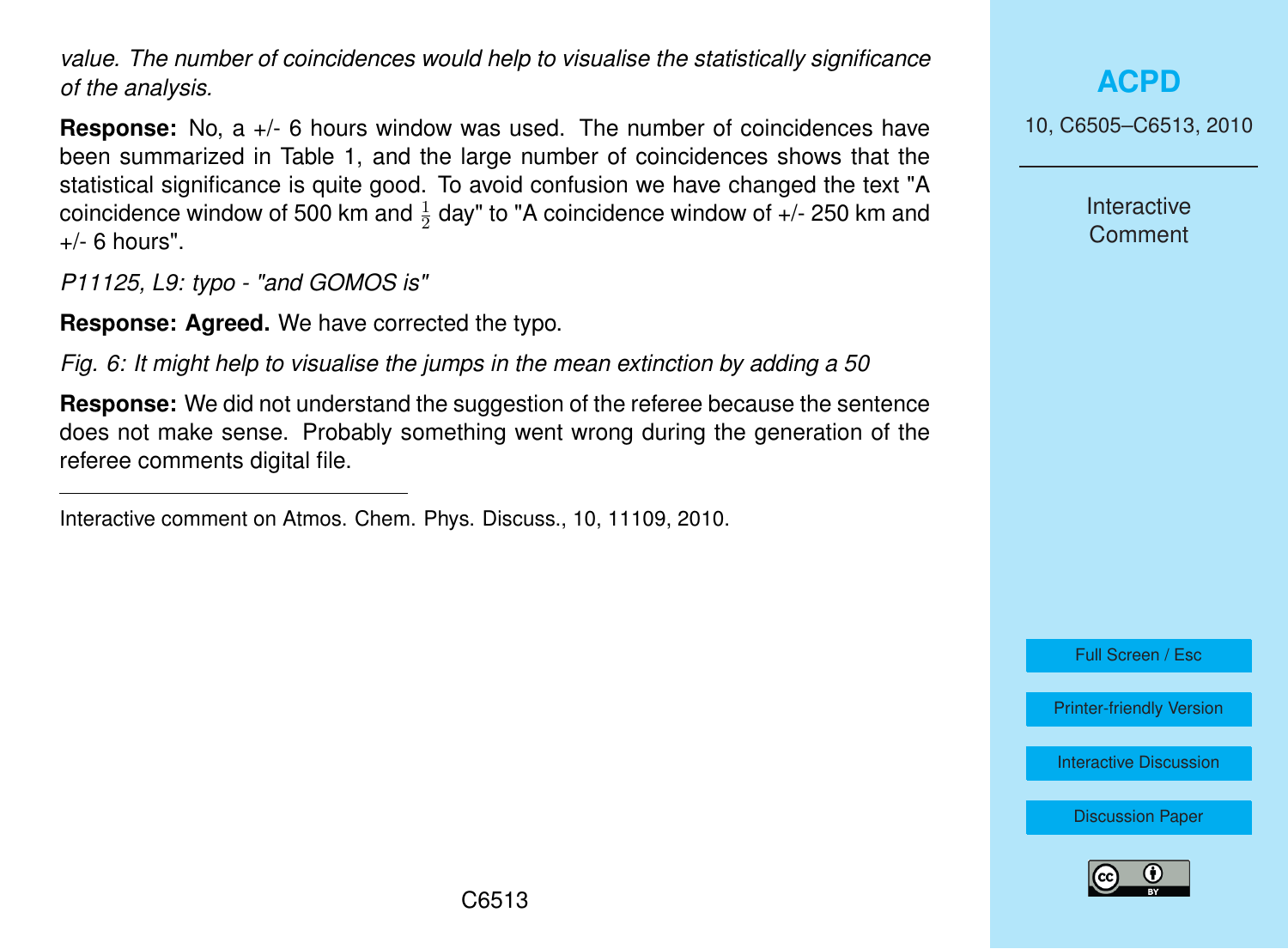*value. The number of coincidences would help to visualise the statistically significance of the analysis.*

**Response:** No, a +/- 6 hours window was used. The number of coincidences have been summarized in Table 1, and the large number of coincidences shows that the statistical significance is quite good. To avoid confusion we have changed the text "A coincidence window of 500 km and $\frac{1}{2}$ day" to "A coincidence window of +/- 250 km and +/- 6 hours".

*P11125, L9: typo - "and GOMOS is"*

**Response: Agreed.** We have corrected the typo.

*Fig. 6: It might help to visualise the jumps in the mean extinction by adding a 50*

**Response:** We did not understand the suggestion of the referee because the sentence does not make sense. Probably something went wrong during the generation of the referee comments digital file.

---

Interactive comment on Atmos. Chem. Phys. Discuss., 10, 11109, 2010.